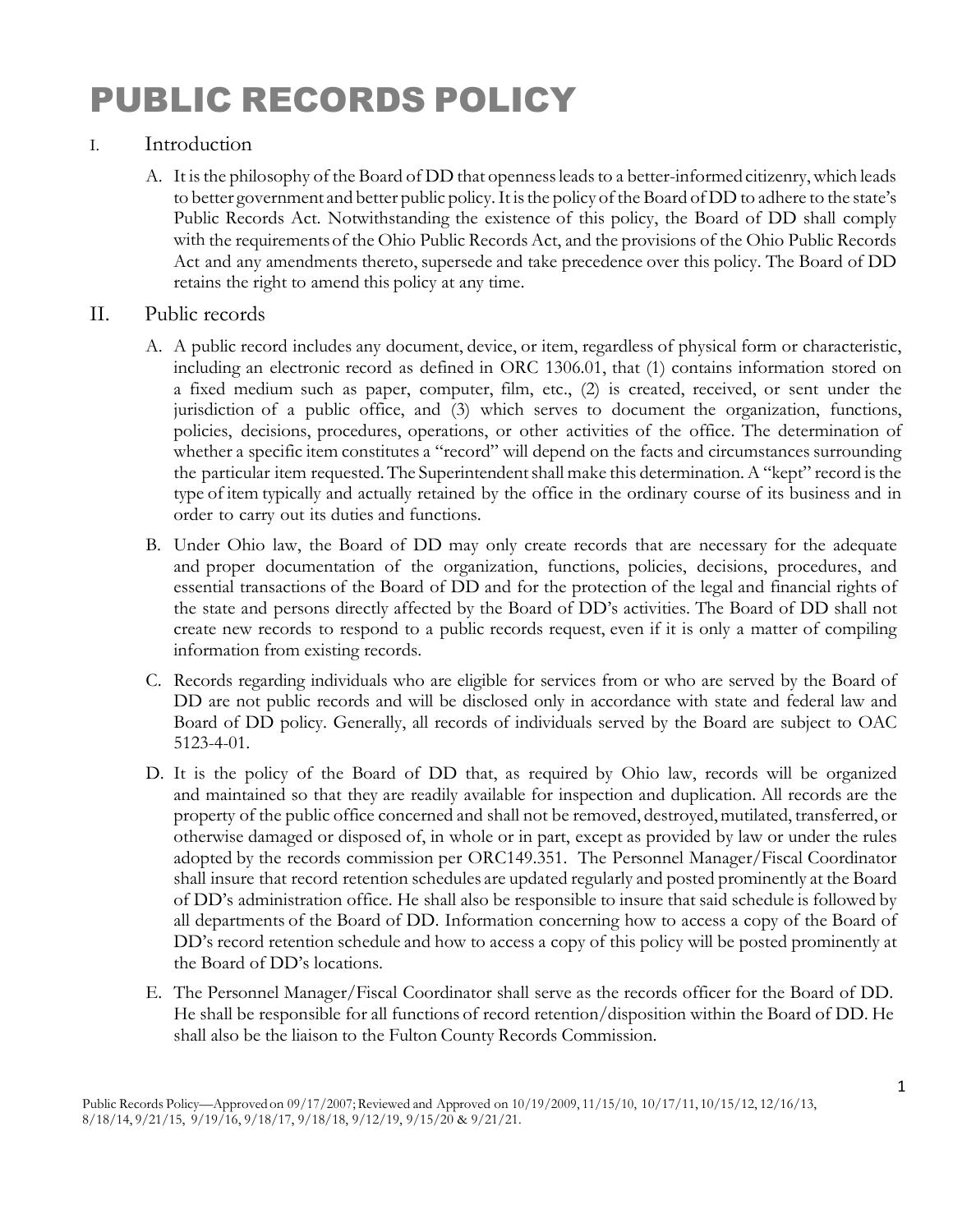# PUBLIC RECORDS POLICY

## I. Introduction

A. It is the philosophy of the Board of DD that openness leads to a better-informed citizenry, which leads to better government and better public policy. It is the policy of the Board of DD to adhere to the state's Public Records Act. Notwithstanding the existence of this policy, the Board of DD shall comply with the requirements of the Ohio Public Records Act, and the provisions of the Ohio Public Records Act and any amendments thereto, supersede and take precedence over this policy. The Board of DD retains the right to amend this policy at any time.

## II. Public records

A. A public record includes any document, device, or item, regardless of physical form or characteristic, including an electronic record as defined in ORC 1306.01, that (1) contains information stored on a fixed medium such as paper, computer, film, etc., (2) is created, received, or sent under the jurisdiction of a public office, and (3) which serves to document the organization, functions, policies, decisions, procedures, operations, or other activities of the office. The determination of whether a specific item constitutes a "record" will depend on the facts and circumstances surrounding the particular item requested. The Superintendent shall make this determination. A "kept" record is the type of item typically and actually retained by the office in the ordinary course of its business and in order to carry out its duties and functions.

B. Under Ohio law, the Board of DD may only create records that are necessary for the adequate and proper documentation of the organization, functions, policies, decisions, procedures, and essential transactions of the Board of DD and for the protection of the legal and financial rights of the state and persons directly affected by the Board of DD's activities. The Board of DD shall not create new records to respond to a public records request, even if it is only a matter of compiling information from existing records.

C. Records regarding individuals who are eligible for services from or who are served by the Board of DD are not public records and will be disclosed only in accordance with state and federal law and Board of DD policy. Generally, all records of individuals served by the Board are subject to OAC 5123-4-01.

D. It is the policy of the Board of DD that, as required by Ohio law, records will be organized and maintained so that they are readily available for inspection and duplication. All records are the property of the public office concerned and shall not be removed, destroyed, mutilated, transferred, or otherwise damaged or disposed of, in whole or in part, except as provided by law or under the rules adopted by the records commission per ORC149.351. The Personnel Manager/Fiscal Coordinator shall insure that record retention schedules are updated regularly and posted prominently at the Board of DD's administration office. He shall also be responsible to insure that said schedule is followed by all departments of the Board of DD. Information concerning how to access a copy of the Board of DD's record retention schedule and how to access a copy of this policy will be posted prominently at the Board of DD's locations.

E. The Personnel Manager/Fiscal Coordinator shall serve as the records officer for the Board of DD. He shall be responsible for all functions of record retention/disposition within the Board of DD. He shall also be the liaison to the Fulton County Records Commission.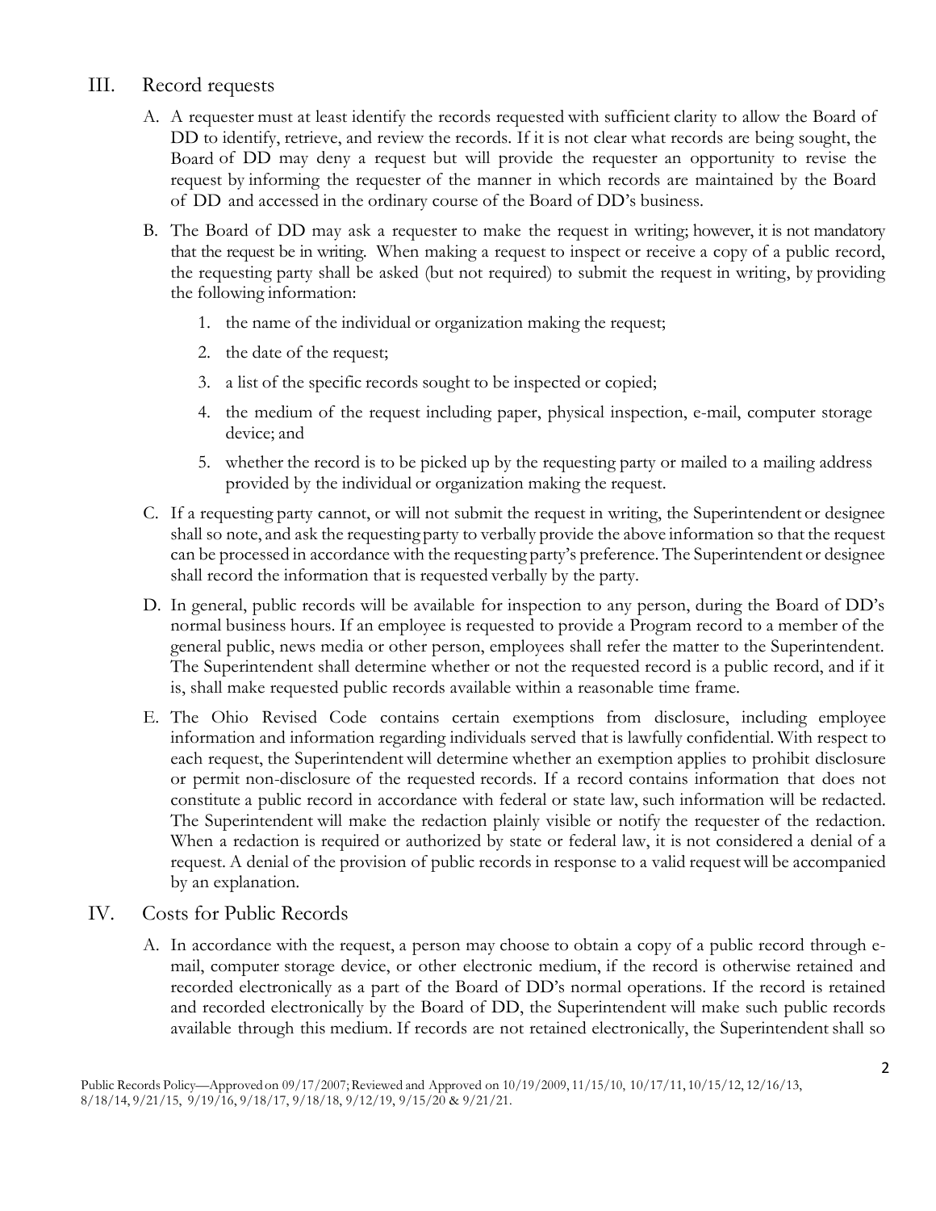## III. Record requests

A. A requester must at least identify the records requested with sufficient clarity to allow the Board of DD to identify, retrieve, and review the records. If it is not clear what records are being sought, the Board of DD may deny a request but will provide the requester an opportunity to revise the request by informing the requester of the manner in which records are maintained by the Board of DD and accessed in the ordinary course of the Board of DD's business.

B. The Board of DD may ask a requester to make the request in writing; however, it is not mandatory that the request be in writing. When making a request to inspect or receive a copy of a public record, the requesting party shall be asked (but not required) to submit the request in writing, by providing the following information:

   1. the name of the individual or organization making the request;
   2. the date of the request;
   3. a list of the specific records sought to be inspected or copied;
   4. the medium of the request including paper, physical inspection, e-mail, computer storage device; and
   5. whether the record is to be picked up by the requesting party or mailed to a mailing address provided by the individual or organization making the request.

C. If a requesting party cannot, or will not submit the request in writing, the Superintendent or designee shall so note, and ask the requesting party to verbally provide the above information so that the request can be processed in accordance with the requesting party's preference. The Superintendent or designee shall record the information that is requested verbally by the party.

D. In general, public records will be available for inspection to any person, during the Board of DD's normal business hours. If an employee is requested to provide a Program record to a member of the general public, news media or other person, employees shall refer the matter to the Superintendent. The Superintendent shall determine whether or not the requested record is a public record, and if it is, shall make requested public records available within a reasonable time frame.

E. The Ohio Revised Code contains certain exemptions from disclosure, including employee information and information regarding individuals served that is lawfully confidential. With respect to each request, the Superintendent will determine whether an exemption applies to prohibit disclosure or permit non-disclosure of the requested records. If a record contains information that does not constitute a public record in accordance with federal or state law, such information will be redacted. The Superintendent will make the redaction plainly visible or notify the requester of the redaction. When a redaction is required or authorized by state or federal law, it is not considered a denial of a request. A denial of the provision of public records in response to a valid request will be accompanied by an explanation.

## IV. Costs for Public Records

A. In accordance with the request, a person may choose to obtain a copy of a public record through e-mail, computer storage device, or other electronic medium, if the record is otherwise retained and recorded electronically as a part of the Board of DD's normal operations. If the record is retained and recorded electronically by the Board of DD, the Superintendent will make such public records available through this medium. If records are not retained electronically, the Superintendent shall so

Public Records Policy—Approved on 09/17/2007; Reviewed and Approved on 10/19/2009, 11/15/10, 10/17/11, 10/15/12, 12/16/13, 8/18/14, 9/21/15, 9/19/16, 9/18/17, 9/18/18, 9/12/19, 9/15/20 & 9/21/21.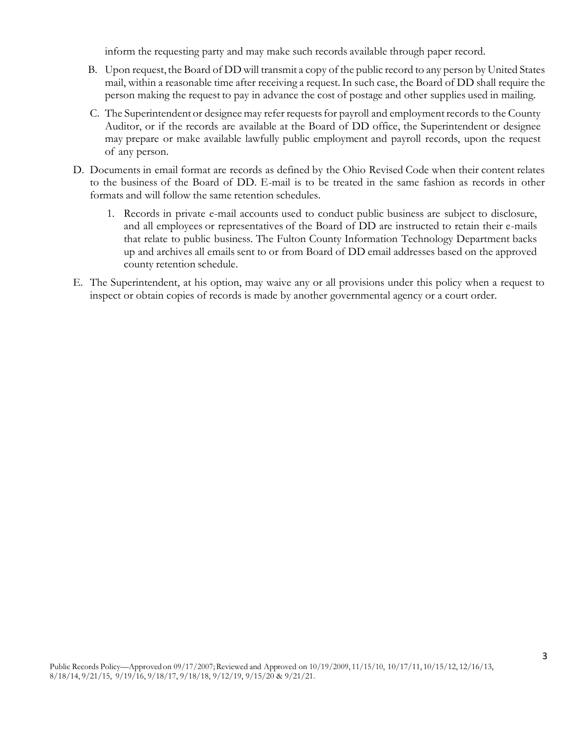inform the requesting party and may make such records available through paper record.

B. Upon request, the Board of DD will transmit a copy of the public record to any person by United States mail, within a reasonable time after receiving a request. In such case, the Board of DD shall require the person making the request to pay in advance the cost of postage and other supplies used in mailing.

C. The Superintendent or designee may refer requests for payroll and employment records to the County Auditor, or if the records are available at the Board of DD office, the Superintendent or designee may prepare or make available lawfully public employment and payroll records, upon the request of any person.

D. Documents in email format are records as defined by the Ohio Revised Code when their content relates to the business of the Board of DD. E-mail is to be treated in the same fashion as records in other formats and will follow the same retention schedules.

   1. Records in private e-mail accounts used to conduct public business are subject to disclosure, and all employees or representatives of the Board of DD are instructed to retain their e-mails that relate to public business. The Fulton County Information Technology Department backs up and archives all emails sent to or from Board of DD email addresses based on the approved county retention schedule.

E. The Superintendent, at his option, may waive any or all provisions under this policy when a request to inspect or obtain copies of records is made by another governmental agency or a court order.

Public Records Policy—Approved on 09/17/2007; Reviewed and Approved on 10/19/2009, 11/15/10, 10/17/11, 10/15/12, 12/16/13, 8/18/14, 9/21/15, 9/19/16, 9/18/17, 9/18/18, 9/12/19, 9/15/20 & 9/21/21.